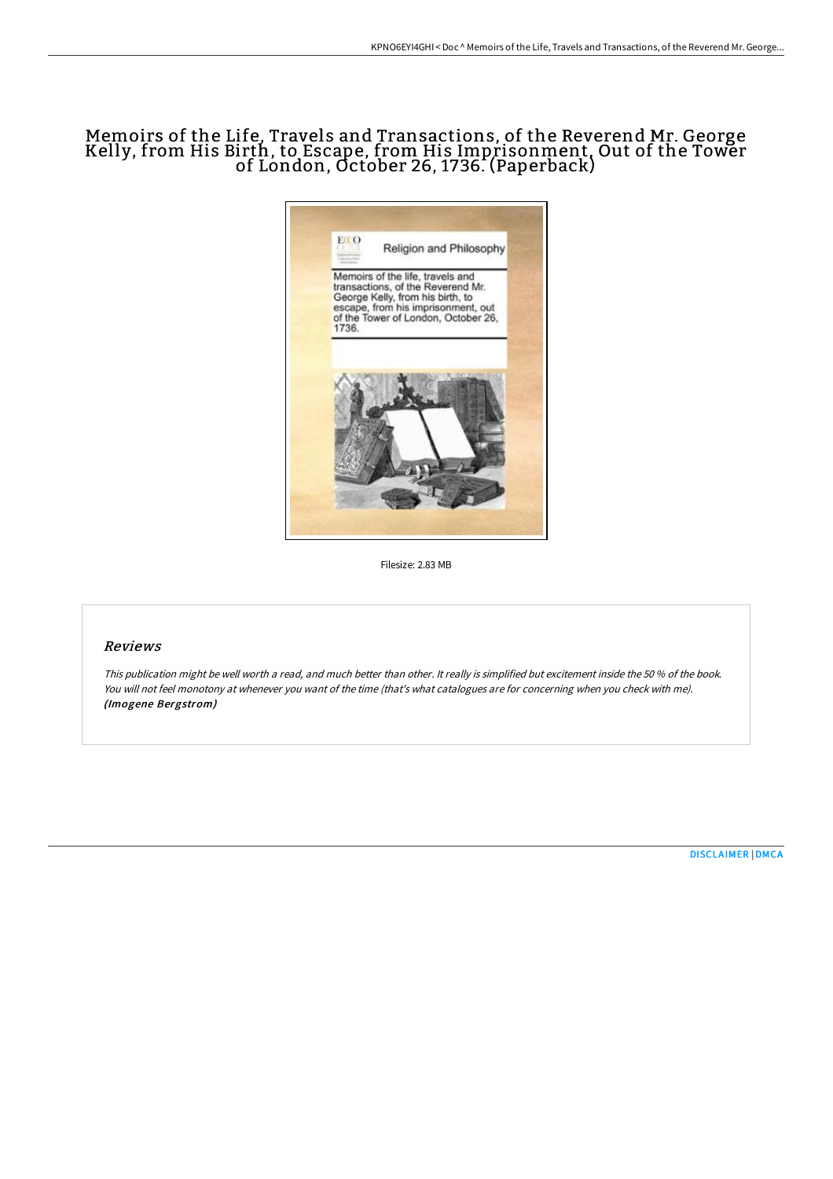# Memoirs of the Life, Travels and Transactions, of the Reverend Mr. George Kelly, from His Birth, to Escape, from His Imprisonment, Out of the Tower of London, October 26, 1736. (Paperback)

Filesize: 2.83 MB

## Reviews

*This publication might be well worth a read, and much better than other. It really is simplified but excitement inside the 50 % of the book. You will not feel monotony at whenever you want of the time (that's what catalogues are for concerning when you check with me).* ***(Imogene Bergstrom)***

DISCLAIMER | DMCA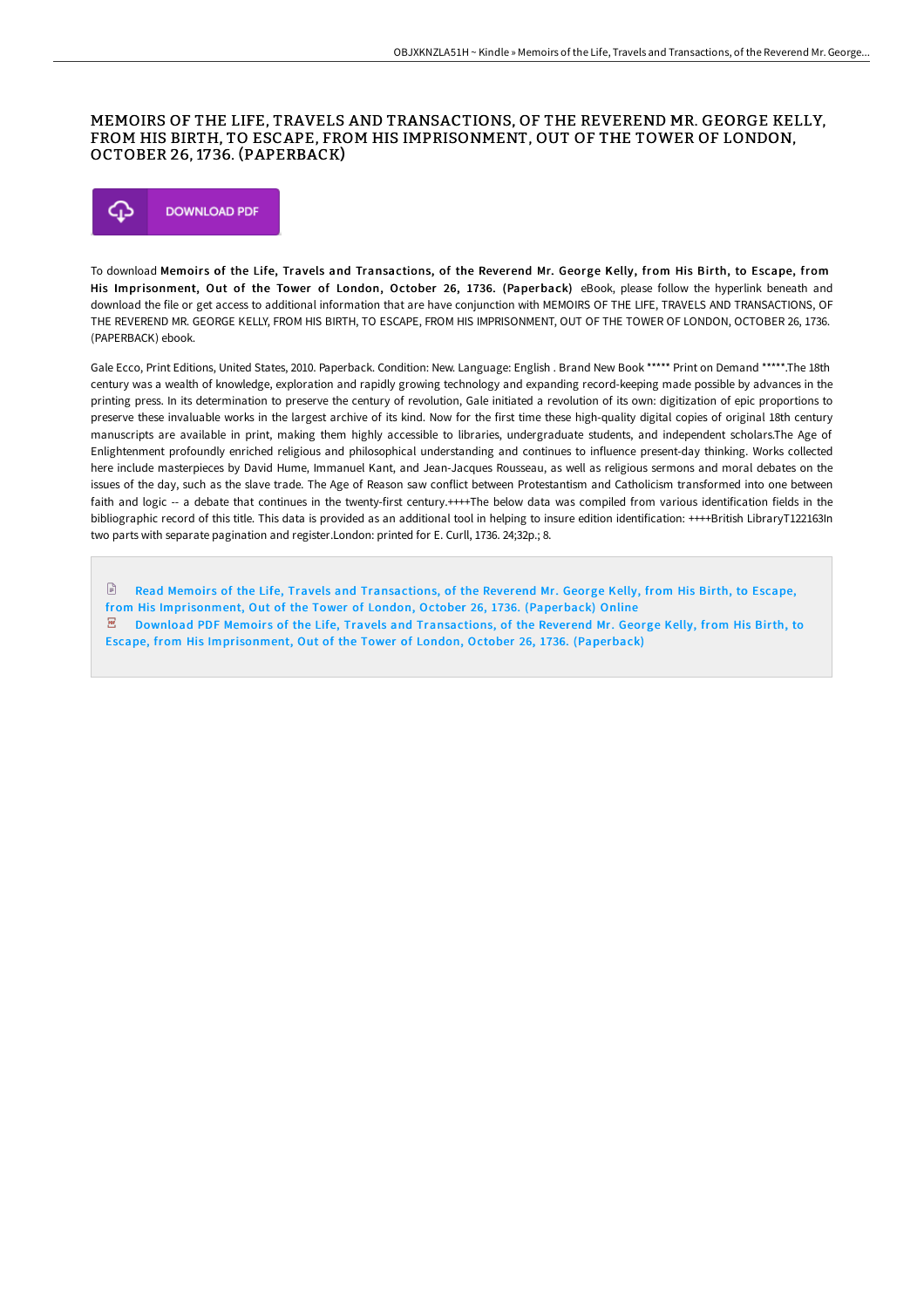# MEMOIRS OF THE LIFE, TRAVELS AND TRANSACTIONS, OF THE REVEREND MR. GEORGE KELLY, FROM HIS BIRTH, TO ESCAPE, FROM HIS IMPRISONMENT, OUT OF THE TOWER OF LONDON, OCTOBER 26, 1736. (PAPERBACK)

DOWNLOAD PDF

To download **Memoirs of the Life, Travels and Transactions, of the Reverend Mr. George Kelly, from His Birth, to Escape, from His Imprisonment, Out of the Tower of London, October 26, 1736. (Paperback)** eBook, please follow the hyperlink beneath and download the file or get access to additional information that are have conjunction with MEMOIRS OF THE LIFE, TRAVELS AND TRANSACTIONS, OF THE REVEREND MR. GEORGE KELLY, FROM HIS BIRTH, TO ESCAPE, FROM HIS IMPRISONMENT, OUT OF THE TOWER OF LONDON, OCTOBER 26, 1736. (PAPERBACK) ebook.

Gale Ecco, Print Editions, United States, 2010. Paperback. Condition: New. Language: English . Brand New Book ***** Print on Demand *****.The 18th century was a wealth of knowledge, exploration and rapidly growing technology and expanding record-keeping made possible by advances in the printing press. In its determination to preserve the century of revolution, Gale initiated a revolution of its own: digitization of epic proportions to preserve these invaluable works in the largest archive of its kind. Now for the first time these high-quality digital copies of original 18th century manuscripts are available in print, making them highly accessible to libraries, undergraduate students, and independent scholars.The Age of Enlightenment profoundly enriched religious and philosophical understanding and continues to influence present-day thinking. Works collected here include masterpieces by David Hume, Immanuel Kant, and Jean-Jacques Rousseau, as well as religious sermons and moral debates on the issues of the day, such as the slave trade. The Age of Reason saw conflict between Protestantism and Catholicism transformed into one between faith and logic -- a debate that continues in the twenty-first century.++++The below data was compiled from various identification fields in the bibliographic record of this title. This data is provided as an additional tool in helping to insure edition identification: ++++British LibraryT122163In two parts with separate pagination and register.London: printed for E. Curll, 1736. 24;32p.; 8.

Read Memoirs of the Life, Travels and Transactions, of the Reverend Mr. George Kelly, from His Birth, to Escape, from His Imprisonment, Out of the Tower of London, October 26, 1736. (Paperback) Online

Download PDF Memoirs of the Life, Travels and Transactions, of the Reverend Mr. George Kelly, from His Birth, to Escape, from His Imprisonment, Out of the Tower of London, October 26, 1736. (Paperback)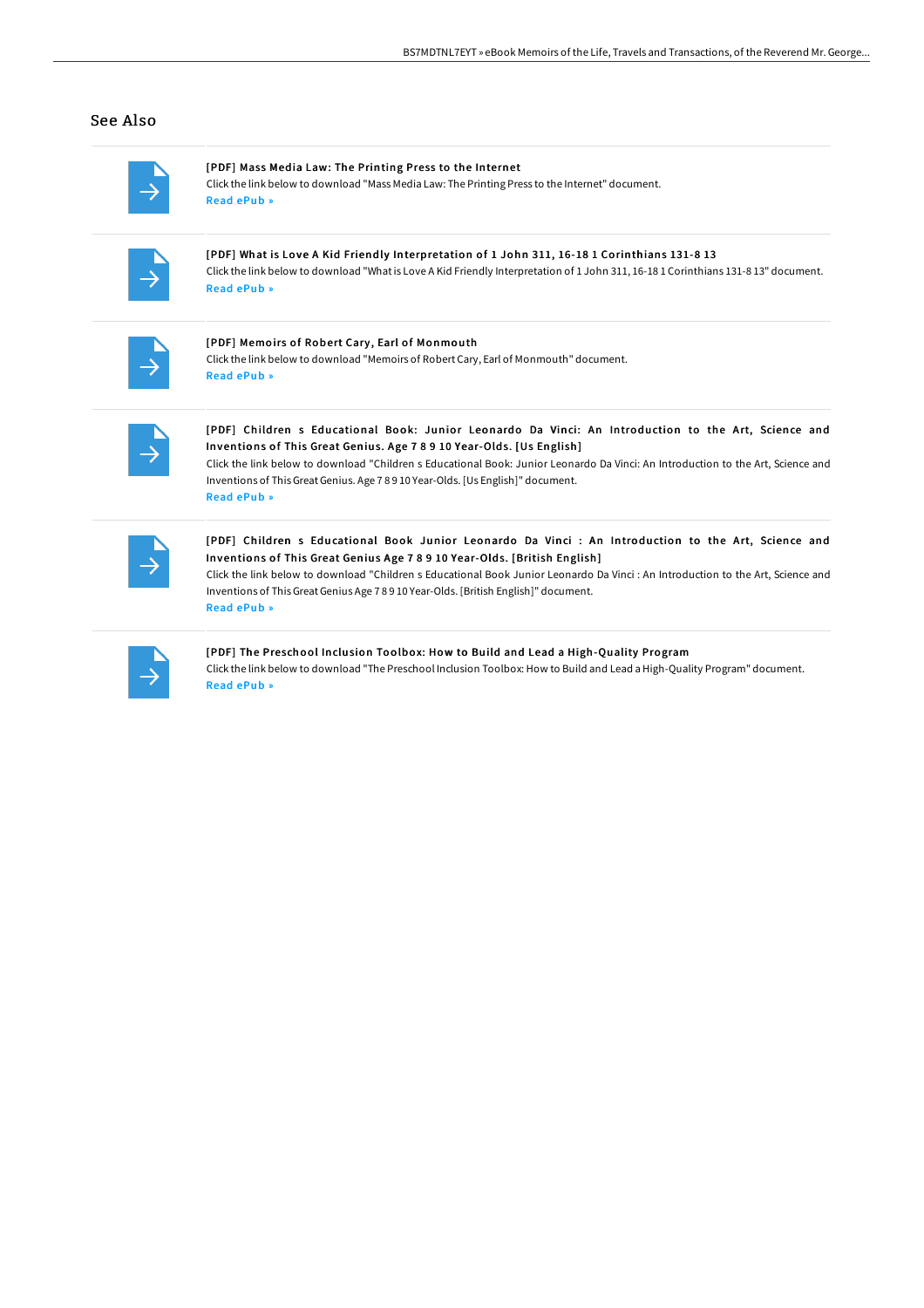## See Also

**[PDF] Mass Media Law: The Printing Press to the Internet**
Click the link below to download "Mass Media Law: The Printing Press to the Internet" document.
Read ePub »

**[PDF] What is Love A Kid Friendly Interpretation of 1 John 311, 16-18 1 Corinthians 131-8 13**
Click the link below to download "What is Love A Kid Friendly Interpretation of 1 John 311, 16-18 1 Corinthians 131-8 13" document.
Read ePub »

**[PDF] Memoirs of Robert Cary, Earl of Monmouth**
Click the link below to download "Memoirs of Robert Cary, Earl of Monmouth" document.
Read ePub »

**[PDF] Children s Educational Book: Junior Leonardo Da Vinci: An Introduction to the Art, Science and Inventions of This Great Genius. Age 7 8 9 10 Year-Olds. [Us English]**
Click the link below to download "Children s Educational Book: Junior Leonardo Da Vinci: An Introduction to the Art, Science and Inventions of This Great Genius. Age 7 8 9 10 Year-Olds. [Us English]" document.
Read ePub »

**[PDF] Children s Educational Book Junior Leonardo Da Vinci : An Introduction to the Art, Science and Inventions of This Great Genius Age 7 8 9 10 Year-Olds. [British English]**
Click the link below to download "Children s Educational Book Junior Leonardo Da Vinci : An Introduction to the Art, Science and Inventions of This Great Genius Age 7 8 9 10 Year-Olds. [British English]" document.
Read ePub »

**[PDF] The Preschool Inclusion Toolbox: How to Build and Lead a High-Quality Program**
Click the link below to download "The Preschool Inclusion Toolbox: How to Build and Lead a High-Quality Program" document.
Read ePub »